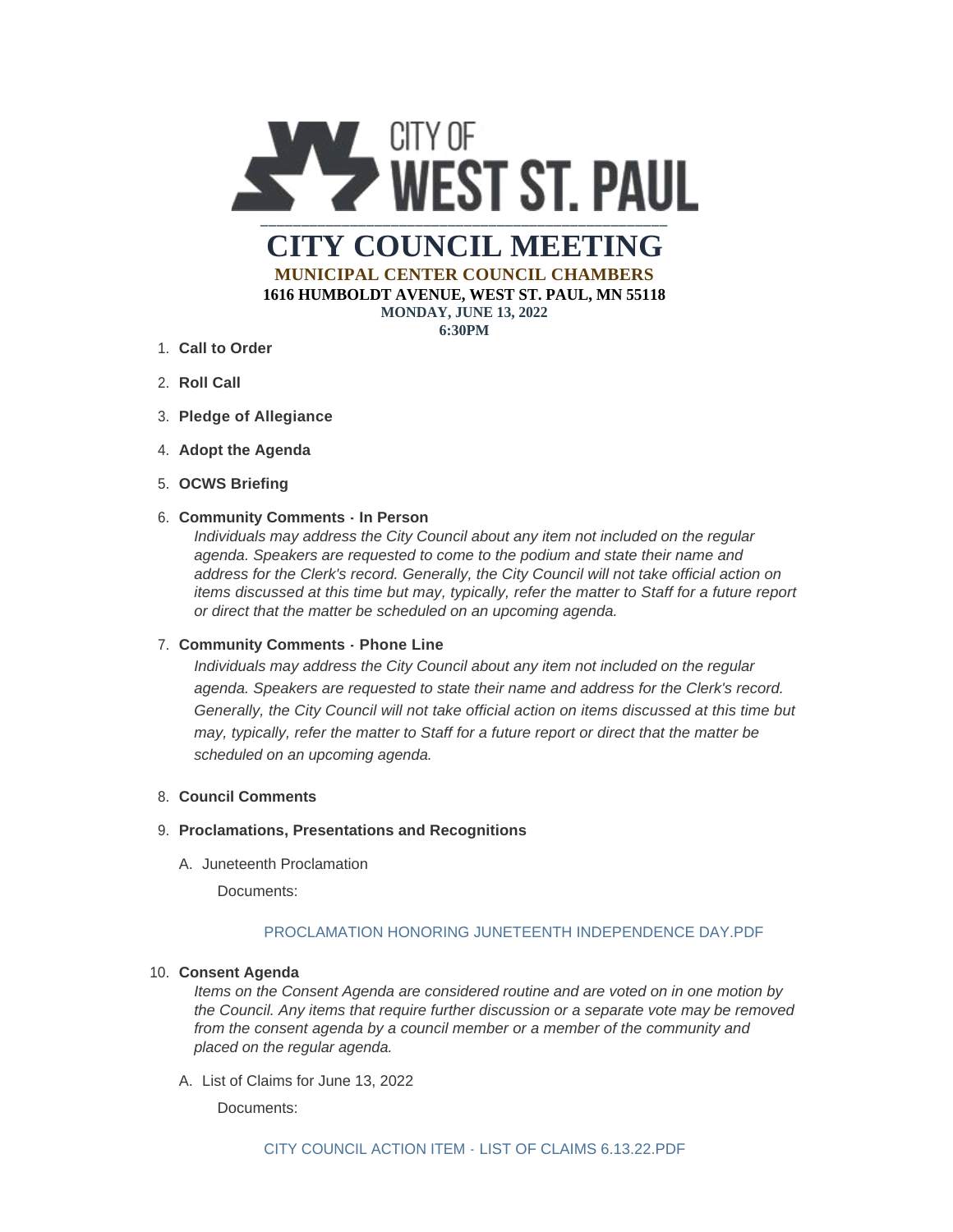CITY OF WEST ST. PAUL

# CITY COUNCIL MEETING

**MUNICIPAL CENTER COUNCIL CHAMBERS**

**1616 HUMBOLDT AVENUE, WEST ST. PAUL, MN 55118**

**MONDAY, JUNE 13, 2022**

**6:30PM**

1. **Call to Order**
2. **Roll Call**
3. **Pledge of Allegiance**
4. **Adopt the Agenda**
5. **OCWS Briefing**
6. **Community Comments - In Person**

   *Individuals may address the City Council about any item not included on the regular agenda. Speakers are requested to come to the podium and state their name and address for the Clerk's record. Generally, the City Council will not take official action on items discussed at this time but may, typically, refer the matter to Staff for a future report or direct that the matter be scheduled on an upcoming agenda.*

7. **Community Comments - Phone Line**

   *Individuals may address the City Council about any item not included on the regular agenda. Speakers are requested to state their name and address for the Clerk's record. Generally, the City Council will not take official action on items discussed at this time but may, typically, refer the matter to Staff for a future report or direct that the matter be scheduled on an upcoming agenda.*

8. **Council Comments**
9. **Proclamations, Presentations and Recognitions**

   A. Juneteenth Proclamation

   Documents:

   PROCLAMATION HONORING JUNETEENTH INDEPENDENCE DAY.PDF

10. **Consent Agenda**

    *Items on the Consent Agenda are considered routine and are voted on in one motion by the Council. Any items that require further discussion or a separate vote may be removed from the consent agenda by a council member or a member of the community and placed on the regular agenda.*

    A. List of Claims for June 13, 2022

    Documents:

    CITY COUNCIL ACTION ITEM - LIST OF CLAIMS 6.13.22.PDF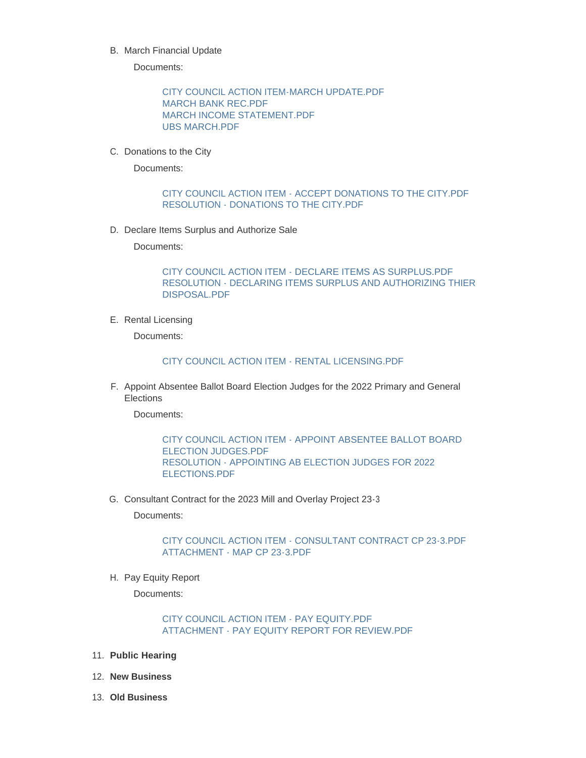B. March Financial Update

Documents:

CITY COUNCIL ACTION ITEM-MARCH UPDATE.PDF
MARCH BANK REC.PDF
MARCH INCOME STATEMENT.PDF
UBS MARCH.PDF

C. Donations to the City

Documents:

CITY COUNCIL ACTION ITEM - ACCEPT DONATIONS TO THE CITY.PDF
RESOLUTION - DONATIONS TO THE CITY.PDF

D. Declare Items Surplus and Authorize Sale

Documents:

CITY COUNCIL ACTION ITEM - DECLARE ITEMS AS SURPLUS.PDF
RESOLUTION - DECLARING ITEMS SURPLUS AND AUTHORIZING THIER DISPOSAL.PDF

E. Rental Licensing

Documents:

CITY COUNCIL ACTION ITEM - RENTAL LICENSING.PDF

F. Appoint Absentee Ballot Board Election Judges for the 2022 Primary and General Elections

Documents:

CITY COUNCIL ACTION ITEM - APPOINT ABSENTEE BALLOT BOARD ELECTION JUDGES.PDF
RESOLUTION - APPOINTING AB ELECTION JUDGES FOR 2022 ELECTIONS.PDF

G. Consultant Contract for the 2023 Mill and Overlay Project 23-3

Documents:

CITY COUNCIL ACTION ITEM - CONSULTANT CONTRACT CP 23-3.PDF
ATTACHMENT - MAP CP 23-3.PDF

H. Pay Equity Report

Documents:

CITY COUNCIL ACTION ITEM - PAY EQUITY.PDF
ATTACHMENT - PAY EQUITY REPORT FOR REVIEW.PDF

11. **Public Hearing**

12. **New Business**

13. **Old Business**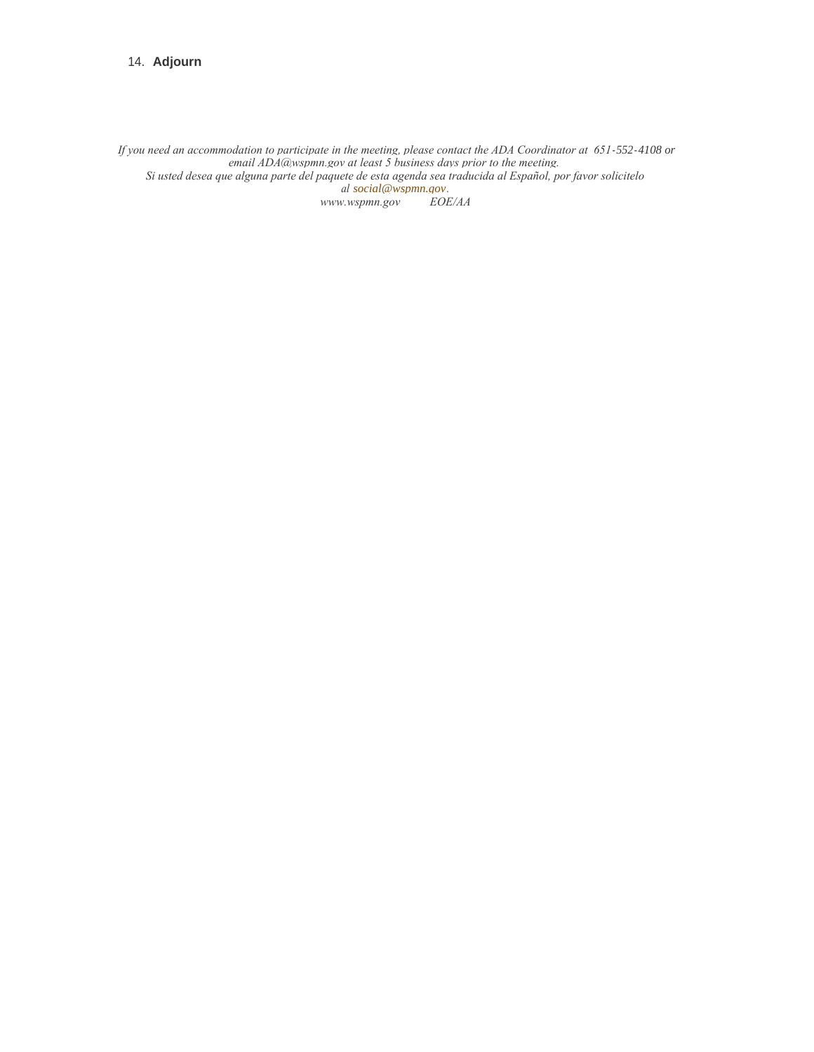14. **Adjourn**

*If you need an accommodation to participate in the meeting, please contact the ADA Coordinator at 651-552-4108 or email ADA@wspmn.gov at least 5 business days prior to the meeting.*
*Si usted desea que alguna parte del paquete de esta agenda sea traducida al Español, por favor solicitelo al social@wspmn.gov.*
*www.wspmn.gov EOE/AA*